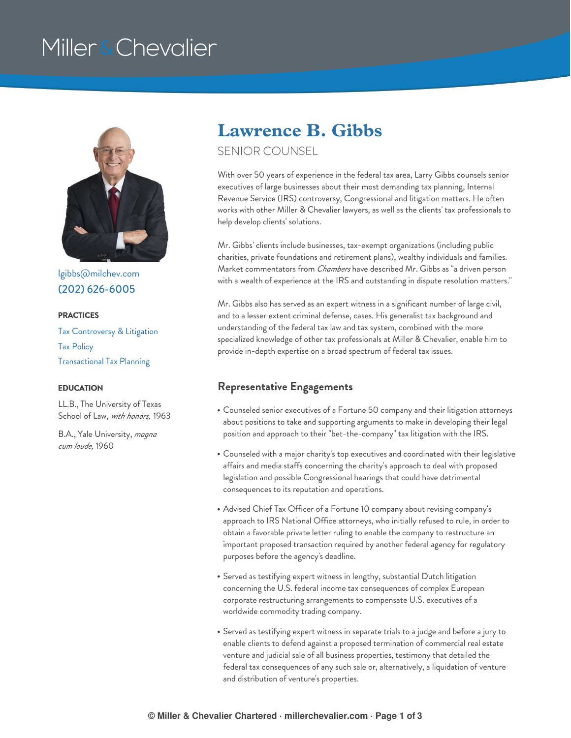Miller & Chevalier

# Lawrence B. Gibbs

SENIOR COUNSEL

lgibbs@milchev.com

(202) 626-6005

**PRACTICES**

Tax Controversy & Litigation

Tax Policy

Transactional Tax Planning

**EDUCATION**

LL.B., The University of Texas School of Law, *with honors,* 1963

B.A., Yale University, *magna cum laude,* 1960

With over 50 years of experience in the federal tax area, Larry Gibbs counsels senior executives of large businesses about their most demanding tax planning, Internal Revenue Service (IRS) controversy, Congressional and litigation matters. He often works with other Miller & Chevalier lawyers, as well as the clients' tax professionals to help develop clients' solutions.

Mr. Gibbs' clients include businesses, tax-exempt organizations (including public charities, private foundations and retirement plans), wealthy individuals and families. Market commentators from *Chambers* have described Mr. Gibbs as "a driven person with a wealth of experience at the IRS and outstanding in dispute resolution matters."

Mr. Gibbs also has served as an expert witness in a significant number of large civil, and to a lesser extent criminal defense, cases. His generalist tax background and understanding of the federal tax law and tax system, combined with the more specialized knowledge of other tax professionals at Miller & Chevalier, enable him to provide in-depth expertise on a broad spectrum of federal tax issues.

## Representative Engagements

- Counseled senior executives of a Fortune 50 company and their litigation attorneys about positions to take and supporting arguments to make in developing their legal position and approach to their "bet-the-company" tax litigation with the IRS.
- Counseled with a major charity's top executives and coordinated with their legislative affairs and media staffs concerning the charity's approach to deal with proposed legislation and possible Congressional hearings that could have detrimental consequences to its reputation and operations.
- Advised Chief Tax Officer of a Fortune 10 company about revising company's approach to IRS National Office attorneys, who initially refused to rule, in order to obtain a favorable private letter ruling to enable the company to restructure an important proposed transaction required by another federal agency for regulatory purposes before the agency's deadline.
- Served as testifying expert witness in lengthy, substantial Dutch litigation concerning the U.S. federal income tax consequences of complex European corporate restructuring arrangements to compensate U.S. executives of a worldwide commodity trading company.
- Served as testifying expert witness in separate trials to a judge and before a jury to enable clients to defend against a proposed termination of commercial real estate venture and judicial sale of all business properties, testimony that detailed the federal tax consequences of any such sale or, alternatively, a liquidation of venture and distribution of venture's properties.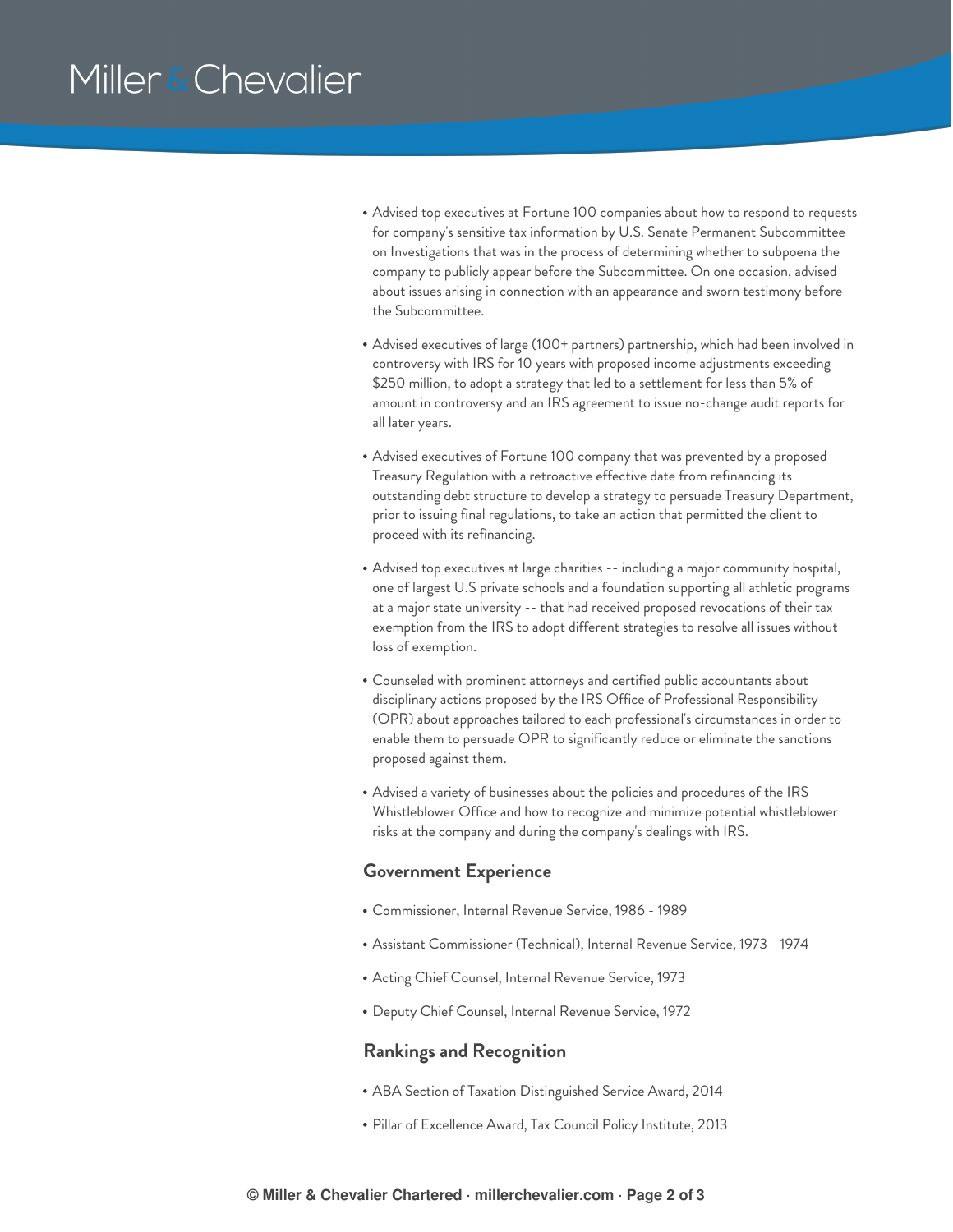- Advised top executives at Fortune 100 companies about how to respond to requests for company's sensitive tax information by U.S. Senate Permanent Subcommittee on Investigations that was in the process of determining whether to subpoena the company to publicly appear before the Subcommittee. On one occasion, advised about issues arising in connection with an appearance and sworn testimony before the Subcommittee.
- Advised executives of large (100+ partners) partnership, which had been involved in controversy with IRS for 10 years with proposed income adjustments exceeding $250 million, to adopt a strategy that led to a settlement for less than 5% of amount in controversy and an IRS agreement to issue no-change audit reports for all later years.
- Advised executives of Fortune 100 company that was prevented by a proposed Treasury Regulation with a retroactive effective date from refinancing its outstanding debt structure to develop a strategy to persuade Treasury Department, prior to issuing final regulations, to take an action that permitted the client to proceed with its refinancing.
- Advised top executives at large charities -- including a major community hospital, one of largest U.S private schools and a foundation supporting all athletic programs at a major state university -- that had received proposed revocations of their tax exemption from the IRS to adopt different strategies to resolve all issues without loss of exemption.
- Counseled with prominent attorneys and certified public accountants about disciplinary actions proposed by the IRS Office of Professional Responsibility (OPR) about approaches tailored to each professional's circumstances in order to enable them to persuade OPR to significantly reduce or eliminate the sanctions proposed against them.
- Advised a variety of businesses about the policies and procedures of the IRS Whistleblower Office and how to recognize and minimize potential whistleblower risks at the company and during the company's dealings with IRS.

## Government Experience

- Commissioner, Internal Revenue Service, 1986 - 1989
- Assistant Commissioner (Technical), Internal Revenue Service, 1973 - 1974
- Acting Chief Counsel, Internal Revenue Service, 1973
- Deputy Chief Counsel, Internal Revenue Service, 1972

## Rankings and Recognition

- ABA Section of Taxation Distinguished Service Award, 2014
- Pillar of Excellence Award, Tax Council Policy Institute, 2013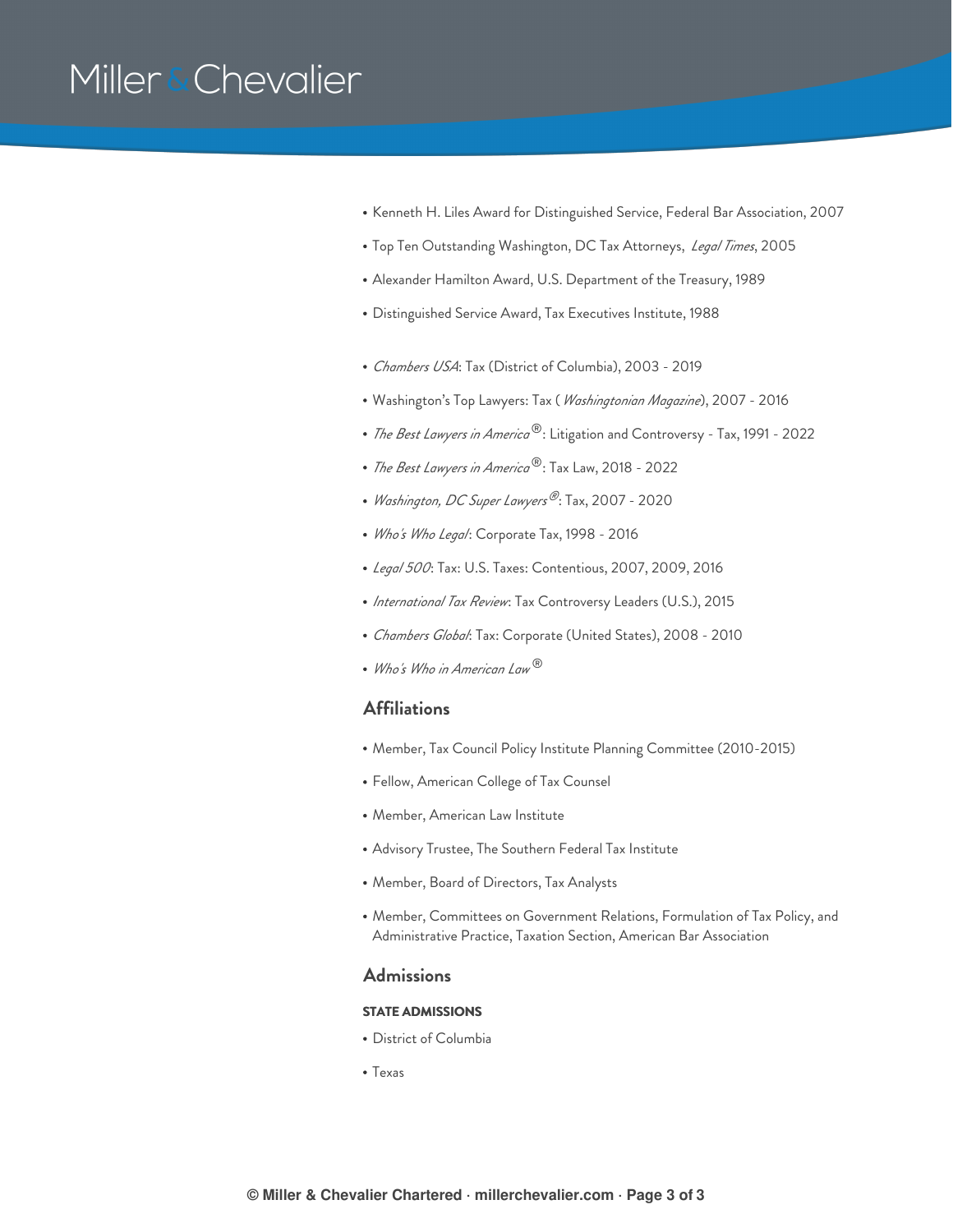- Kenneth H. Liles Award for Distinguished Service, Federal Bar Association, 2007
- Top Ten Outstanding Washington, DC Tax Attorneys, *Legal Times*, 2005
- Alexander Hamilton Award, U.S. Department of the Treasury, 1989
- Distinguished Service Award, Tax Executives Institute, 1988

- *Chambers USA*: Tax (District of Columbia), 2003 - 2019
- Washington's Top Lawyers: Tax (*Washingtonian Magazine*), 2007 - 2016
- *The Best Lawyers in America*®: Litigation and Controversy - Tax, 1991 - 2022
- *The Best Lawyers in America*®: Tax Law, 2018 - 2022
- *Washington, DC Super Lawyers*®: Tax, 2007 - 2020
- *Who's Who Legal*: Corporate Tax, 1998 - 2016
- *Legal 500*: Tax: U.S. Taxes: Contentious, 2007, 2009, 2016
- *International Tax Review*: Tax Controversy Leaders (U.S.), 2015
- *Chambers Global*: Tax: Corporate (United States), 2008 - 2010
- *Who's Who in American Law*®

## Affiliations

- Member, Tax Council Policy Institute Planning Committee (2010-2015)
- Fellow, American College of Tax Counsel
- Member, American Law Institute
- Advisory Trustee, The Southern Federal Tax Institute
- Member, Board of Directors, Tax Analysts
- Member, Committees on Government Relations, Formulation of Tax Policy, and Administrative Practice, Taxation Section, American Bar Association

## Admissions

### STATE ADMISSIONS

- District of Columbia
- Texas